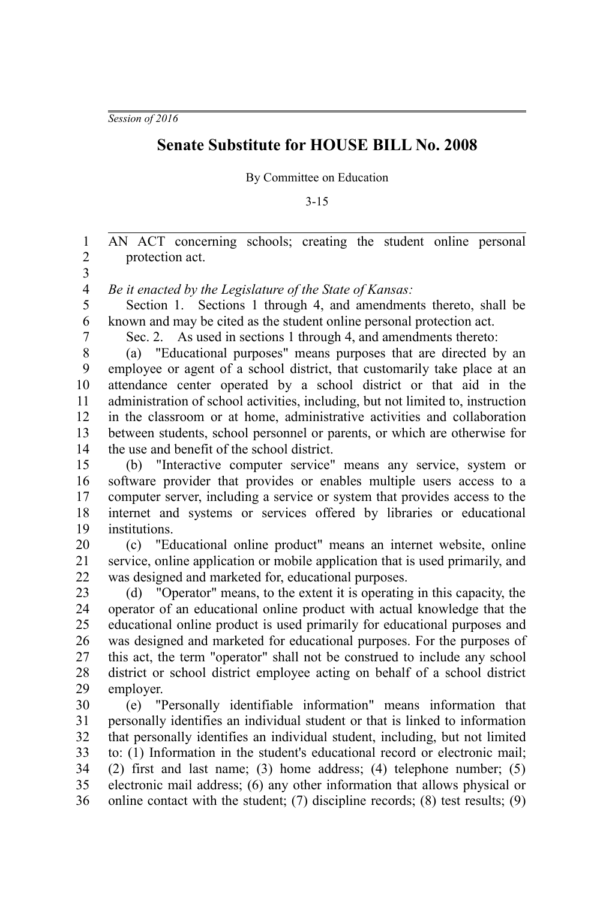*Session of 2016*

# Senate Substitute for HOUSE BILL No. 2008

By Committee on Education

3-15

AN ACT concerning schools; creating the student online personal protection act.

*Be it enacted by the Legislature of the State of Kansas:*

Section 1. Sections 1 through 4, and amendments thereto, shall be known and may be cited as the student online personal protection act.

Sec. 2. As used in sections 1 through 4, and amendments thereto:

(a) "Educational purposes" means purposes that are directed by an employee or agent of a school district, that customarily take place at an attendance center operated by a school district or that aid in the administration of school activities, including, but not limited to, instruction in the classroom or at home, administrative activities and collaboration between students, school personnel or parents, or which are otherwise for the use and benefit of the school district.

(b) "Interactive computer service" means any service, system or software provider that provides or enables multiple users access to a computer server, including a service or system that provides access to the internet and systems or services offered by libraries or educational institutions.

(c) "Educational online product" means an internet website, online service, online application or mobile application that is used primarily, and was designed and marketed for, educational purposes.

(d) "Operator" means, to the extent it is operating in this capacity, the operator of an educational online product with actual knowledge that the educational online product is used primarily for educational purposes and was designed and marketed for educational purposes. For the purposes of this act, the term "operator" shall not be construed to include any school district or school district employee acting on behalf of a school district employer.

(e) "Personally identifiable information" means information that personally identifies an individual student or that is linked to information that personally identifies an individual student, including, but not limited to: (1) Information in the student's educational record or electronic mail; (2) first and last name; (3) home address; (4) telephone number; (5) electronic mail address; (6) any other information that allows physical or online contact with the student; (7) discipline records; (8) test results; (9)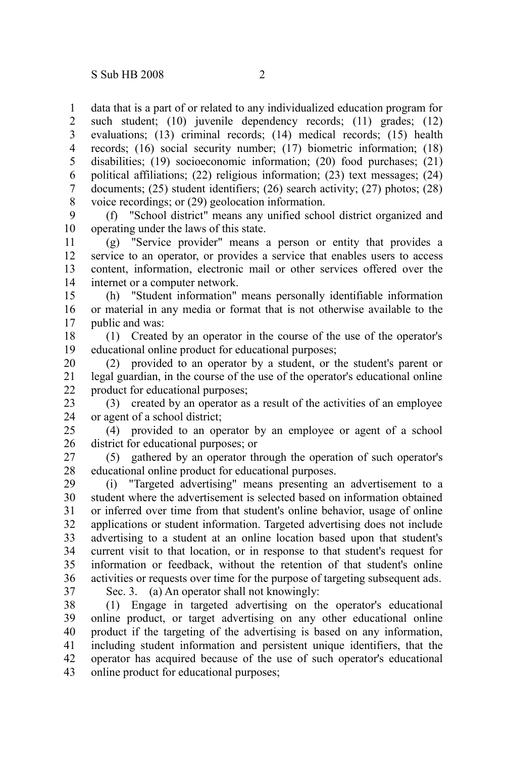data that is a part of or related to any individualized education program for such student; (10) juvenile dependency records; (11) grades; (12) evaluations; (13) criminal records; (14) medical records; (15) health records; (16) social security number; (17) biometric information; (18) disabilities; (19) socioeconomic information; (20) food purchases; (21) political affiliations; (22) religious information; (23) text messages; (24) documents; (25) student identifiers; (26) search activity; (27) photos; (28) voice recordings; or (29) geolocation information.

(f) "School district" means any unified school district organized and operating under the laws of this state.

(g) "Service provider" means a person or entity that provides a service to an operator, or provides a service that enables users to access content, information, electronic mail or other services offered over the internet or a computer network.

(h) "Student information" means personally identifiable information or material in any media or format that is not otherwise available to the public and was:

(1) Created by an operator in the course of the use of the operator's educational online product for educational purposes;

(2) provided to an operator by a student, or the student's parent or legal guardian, in the course of the use of the operator's educational online product for educational purposes;

(3) created by an operator as a result of the activities of an employee or agent of a school district;

(4) provided to an operator by an employee or agent of a school district for educational purposes; or

(5) gathered by an operator through the operation of such operator's educational online product for educational purposes.

(i) "Targeted advertising" means presenting an advertisement to a student where the advertisement is selected based on information obtained or inferred over time from that student's online behavior, usage of online applications or student information. Targeted advertising does not include advertising to a student at an online location based upon that student's current visit to that location, or in response to that student's request for information or feedback, without the retention of that student's online activities or requests over time for the purpose of targeting subsequent ads.

Sec. 3. (a) An operator shall not knowingly:

(1) Engage in targeted advertising on the operator's educational online product, or target advertising on any other educational online product if the targeting of the advertising is based on any information, including student information and persistent unique identifiers, that the operator has acquired because of the use of such operator's educational online product for educational purposes;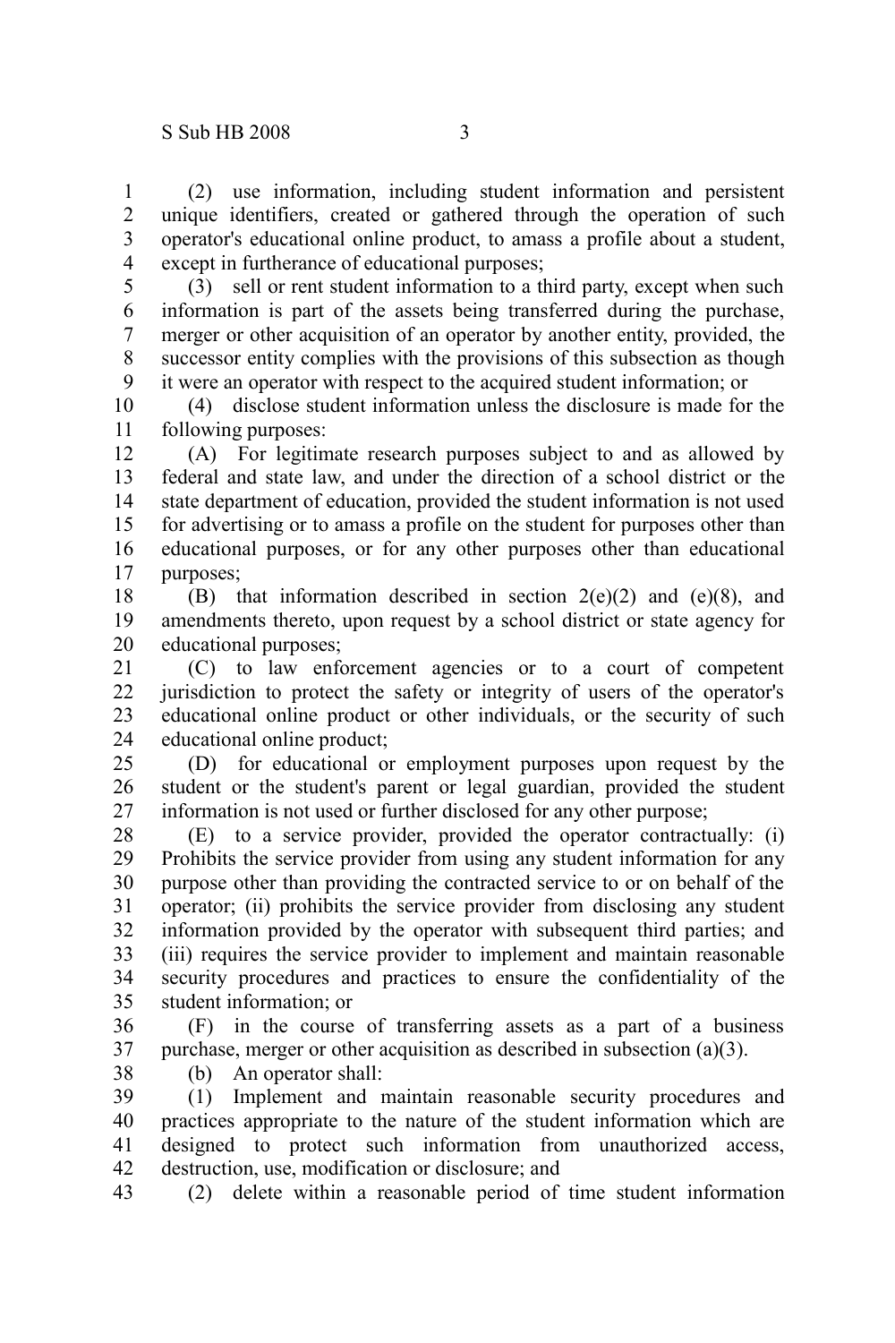(2) use information, including student information and persistent unique identifiers, created or gathered through the operation of such operator's educational online product, to amass a profile about a student, except in furtherance of educational purposes;

(3) sell or rent student information to a third party, except when such information is part of the assets being transferred during the purchase, merger or other acquisition of an operator by another entity, provided, the successor entity complies with the provisions of this subsection as though it were an operator with respect to the acquired student information; or

(4) disclose student information unless the disclosure is made for the following purposes:

(A) For legitimate research purposes subject to and as allowed by federal and state law, and under the direction of a school district or the state department of education, provided the student information is not used for advertising or to amass a profile on the student for purposes other than educational purposes, or for any other purposes other than educational purposes;

(B) that information described in section 2(e)(2) and (e)(8), and amendments thereto, upon request by a school district or state agency for educational purposes;

(C) to law enforcement agencies or to a court of competent jurisdiction to protect the safety or integrity of users of the operator's educational online product or other individuals, or the security of such educational online product;

(D) for educational or employment purposes upon request by the student or the student's parent or legal guardian, provided the student information is not used or further disclosed for any other purpose;

(E) to a service provider, provided the operator contractually: (i) Prohibits the service provider from using any student information for any purpose other than providing the contracted service to or on behalf of the operator; (ii) prohibits the service provider from disclosing any student information provided by the operator with subsequent third parties; and (iii) requires the service provider to implement and maintain reasonable security procedures and practices to ensure the confidentiality of the student information; or

(F) in the course of transferring assets as a part of a business purchase, merger or other acquisition as described in subsection (a)(3).

(b) An operator shall:

(1) Implement and maintain reasonable security procedures and practices appropriate to the nature of the student information which are designed to protect such information from unauthorized access, destruction, use, modification or disclosure; and

(2) delete within a reasonable period of time student information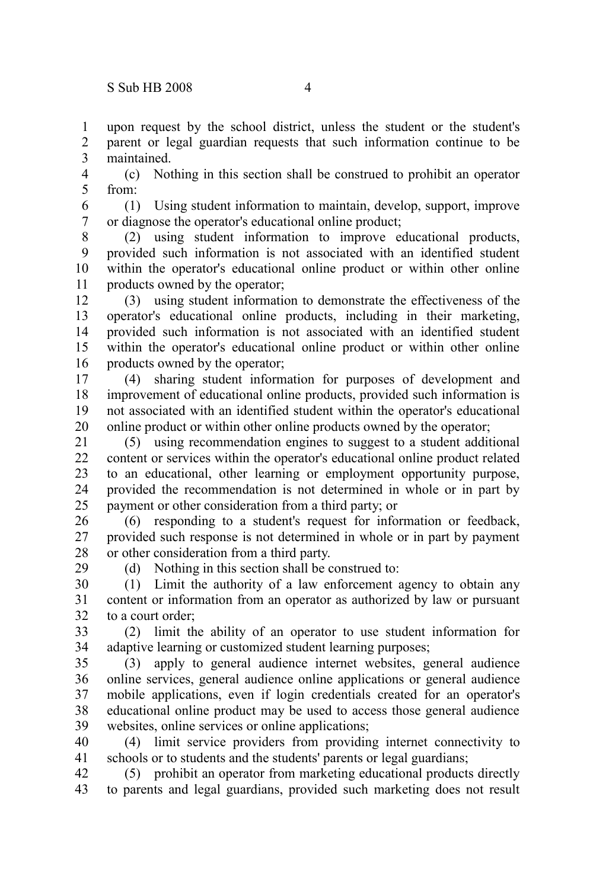upon request by the school district, unless the student or the student's parent or legal guardian requests that such information continue to be maintained.

(c) Nothing in this section shall be construed to prohibit an operator from:

(1) Using student information to maintain, develop, support, improve or diagnose the operator's educational online product;

(2) using student information to improve educational products, provided such information is not associated with an identified student within the operator's educational online product or within other online products owned by the operator;

(3) using student information to demonstrate the effectiveness of the operator's educational online products, including in their marketing, provided such information is not associated with an identified student within the operator's educational online product or within other online products owned by the operator;

(4) sharing student information for purposes of development and improvement of educational online products, provided such information is not associated with an identified student within the operator's educational online product or within other online products owned by the operator;

(5) using recommendation engines to suggest to a student additional content or services within the operator's educational online product related to an educational, other learning or employment opportunity purpose, provided the recommendation is not determined in whole or in part by payment or other consideration from a third party; or

(6) responding to a student's request for information or feedback, provided such response is not determined in whole or in part by payment or other consideration from a third party.

(d) Nothing in this section shall be construed to:

(1) Limit the authority of a law enforcement agency to obtain any content or information from an operator as authorized by law or pursuant to a court order;

(2) limit the ability of an operator to use student information for adaptive learning or customized student learning purposes;

(3) apply to general audience internet websites, general audience online services, general audience online applications or general audience mobile applications, even if login credentials created for an operator's educational online product may be used to access those general audience websites, online services or online applications;

(4) limit service providers from providing internet connectivity to schools or to students and the students' parents or legal guardians;

(5) prohibit an operator from marketing educational products directly to parents and legal guardians, provided such marketing does not result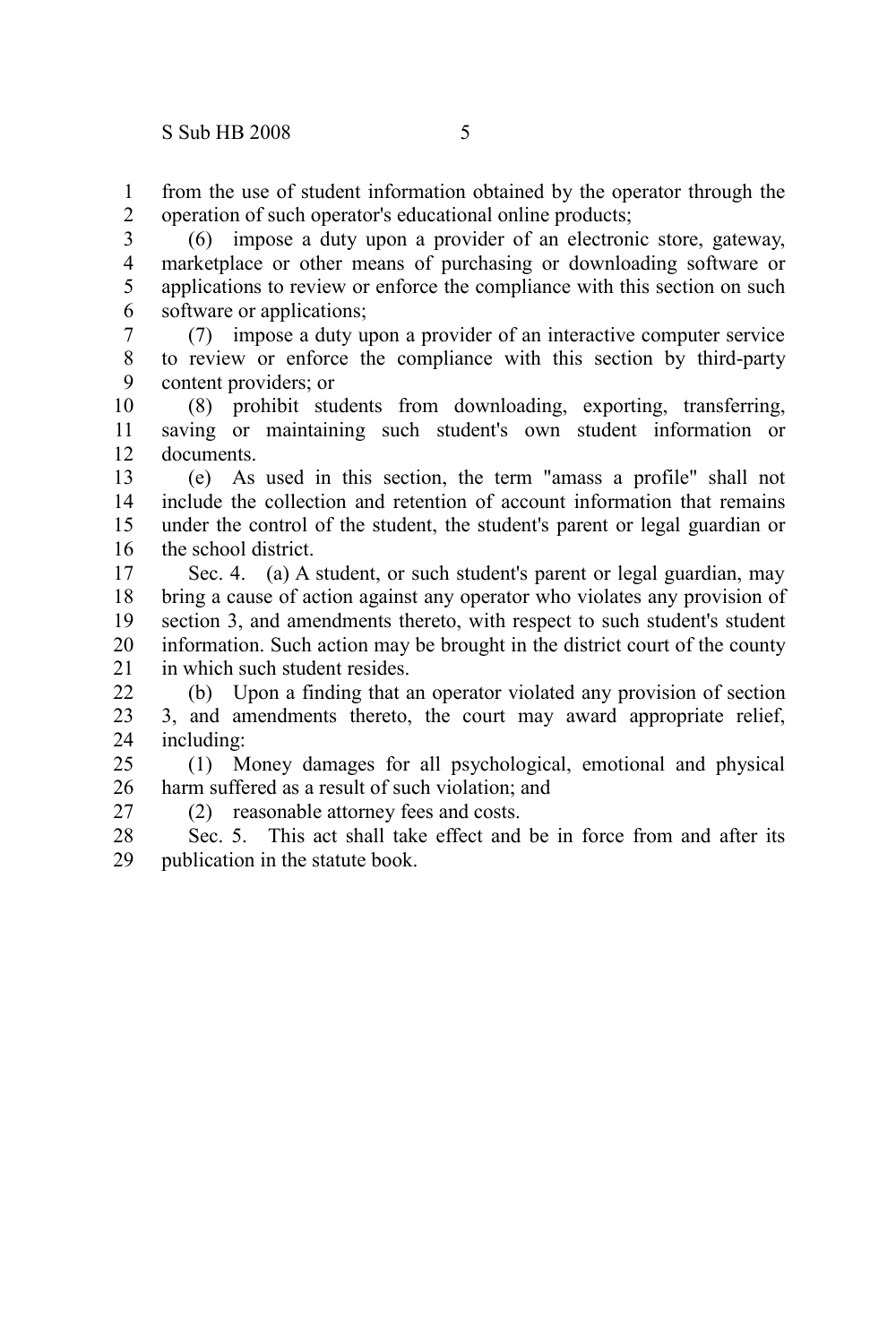from the use of student information obtained by the operator through the operation of such operator's educational online products;

(6) impose a duty upon a provider of an electronic store, gateway, marketplace or other means of purchasing or downloading software or applications to review or enforce the compliance with this section on such software or applications;

(7) impose a duty upon a provider of an interactive computer service to review or enforce the compliance with this section by third-party content providers; or

(8) prohibit students from downloading, exporting, transferring, saving or maintaining such student's own student information or documents.

(e) As used in this section, the term "amass a profile" shall not include the collection and retention of account information that remains under the control of the student, the student's parent or legal guardian or the school district.

Sec. 4. (a) A student, or such student's parent or legal guardian, may bring a cause of action against any operator who violates any provision of section 3, and amendments thereto, with respect to such student's student information. Such action may be brought in the district court of the county in which such student resides.

(b) Upon a finding that an operator violated any provision of section 3, and amendments thereto, the court may award appropriate relief, including:

(1) Money damages for all psychological, emotional and physical harm suffered as a result of such violation; and

(2) reasonable attorney fees and costs.

Sec. 5. This act shall take effect and be in force from and after its publication in the statute book.